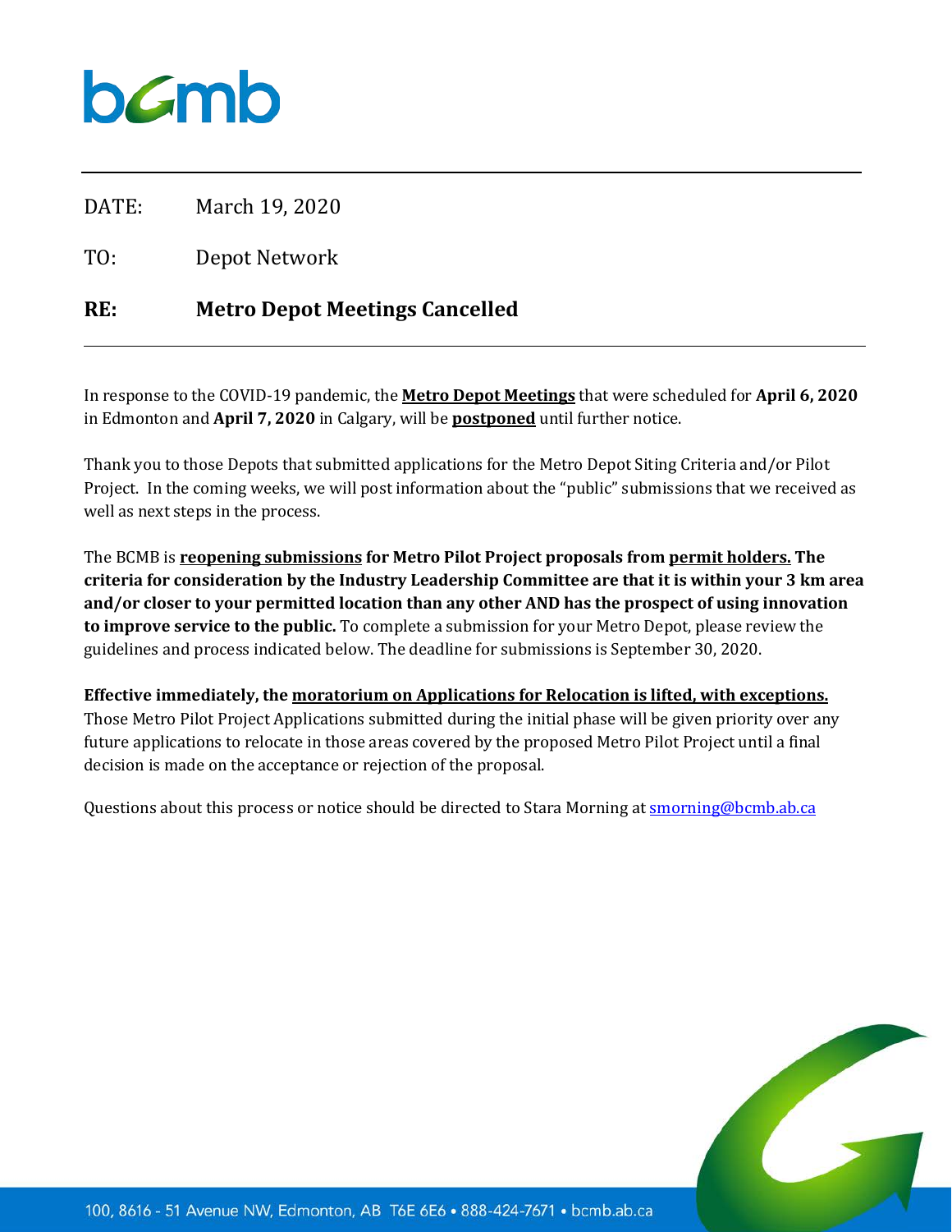DATE: March 19, 2020

TO: Depot Network

**RE: Metro Depot Meetings Cancelled**

---

In response to the COVID-19 pandemic, the **Metro Depot Meetings** that were scheduled for **April 6, 2020** in Edmonton and **April 7, 2020** in Calgary, will be **postponed** until further notice.

Thank you to those Depots that submitted applications for the Metro Depot Siting Criteria and/or Pilot Project. In the coming weeks, we will post information about the "public" submissions that we received as well as next steps in the process.

The BCMB is **reopening submissions for Metro Pilot Project proposals from permit holders. The criteria for consideration by the Industry Leadership Committee are that it is within your 3 km area and/or closer to your permitted location than any other AND has the prospect of using innovation to improve service to the public.** To complete a submission for your Metro Depot, please review the guidelines and process indicated below. The deadline for submissions is September 30, 2020.

**Effective immediately, the moratorium on Applications for Relocation is lifted, with exceptions.** Those Metro Pilot Project Applications submitted during the initial phase will be given priority over any future applications to relocate in those areas covered by the proposed Metro Pilot Project until a final decision is made on the acceptance or rejection of the proposal.

Questions about this process or notice should be directed to Stara Morning at smorning@bcmb.ab.ca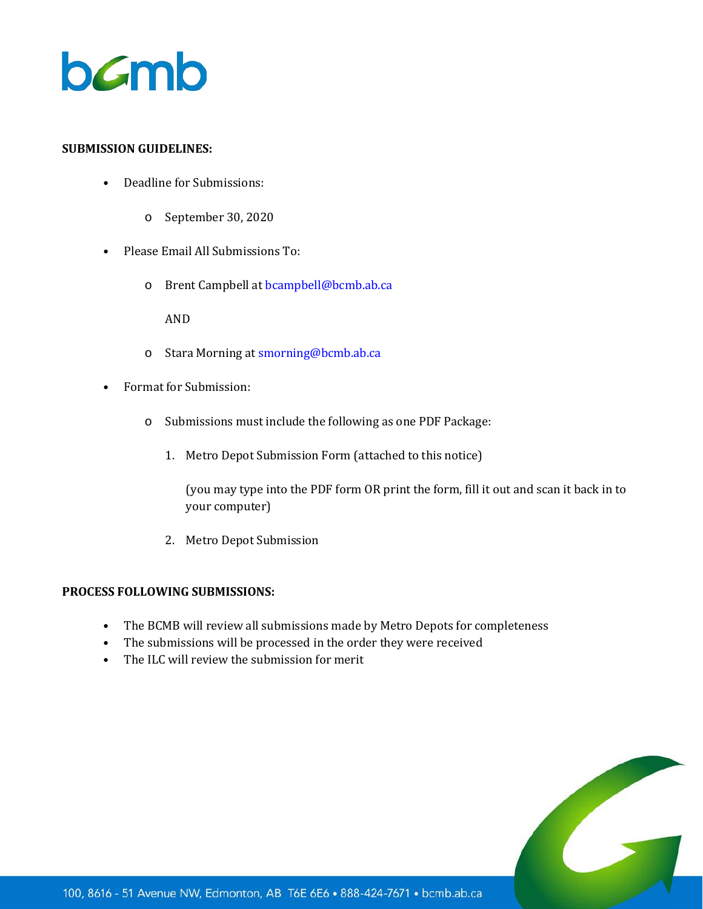**SUBMISSION GUIDELINES:**

- Deadline for Submissions:
    - September 30, 2020
- Please Email All Submissions To:
    - Brent Campbell at bcampbell@bcmb.ab.ca

      AND

    - Stara Morning at smorning@bcmb.ab.ca
- Format for Submission:
    - Submissions must include the following as one PDF Package:
        1. Metro Depot Submission Form (attached to this notice)

           (you may type into the PDF form OR print the form, fill it out and scan it back in to your computer)

        2. Metro Depot Submission

**PROCESS FOLLOWING SUBMISSIONS:**

- The BCMB will review all submissions made by Metro Depots for completeness
- The submissions will be processed in the order they were received
- The ILC will review the submission for merit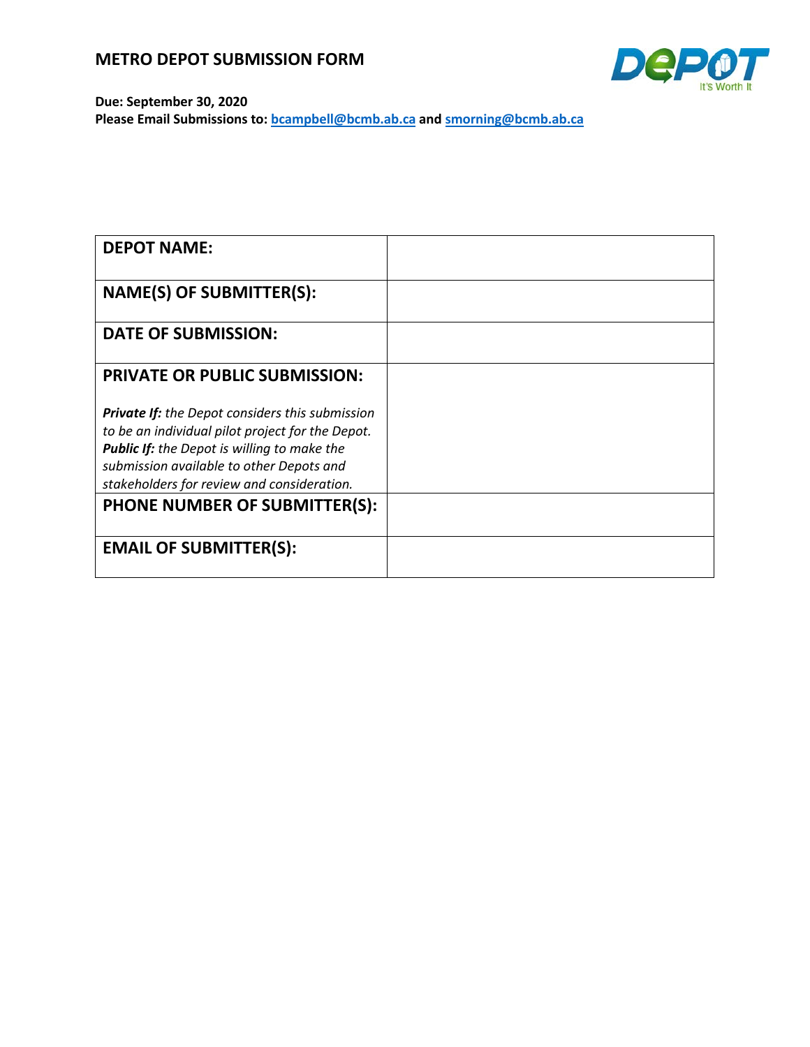# METRO DEPOT SUBMISSION FORM

**Due: September 30, 2020**
**Please Email Submissions to: bcampbell@bcmb.ab.ca and smorning@bcmb.ab.ca**

| | |
|---|---|
| **DEPOT NAME:** | |
| **NAME(S) OF SUBMITTER(S):** | |
| **DATE OF SUBMISSION:** | |
| **PRIVATE OR PUBLIC SUBMISSION:** <br><br> ***Private If:*** *the Depot considers this submission to be an individual pilot project for the Depot.* <br> ***Public If:*** *the Depot is willing to make the submission available to other Depots and stakeholders for review and consideration.* | |
| **PHONE NUMBER OF SUBMITTER(S):** | |
| **EMAIL OF SUBMITTER(S):** | |